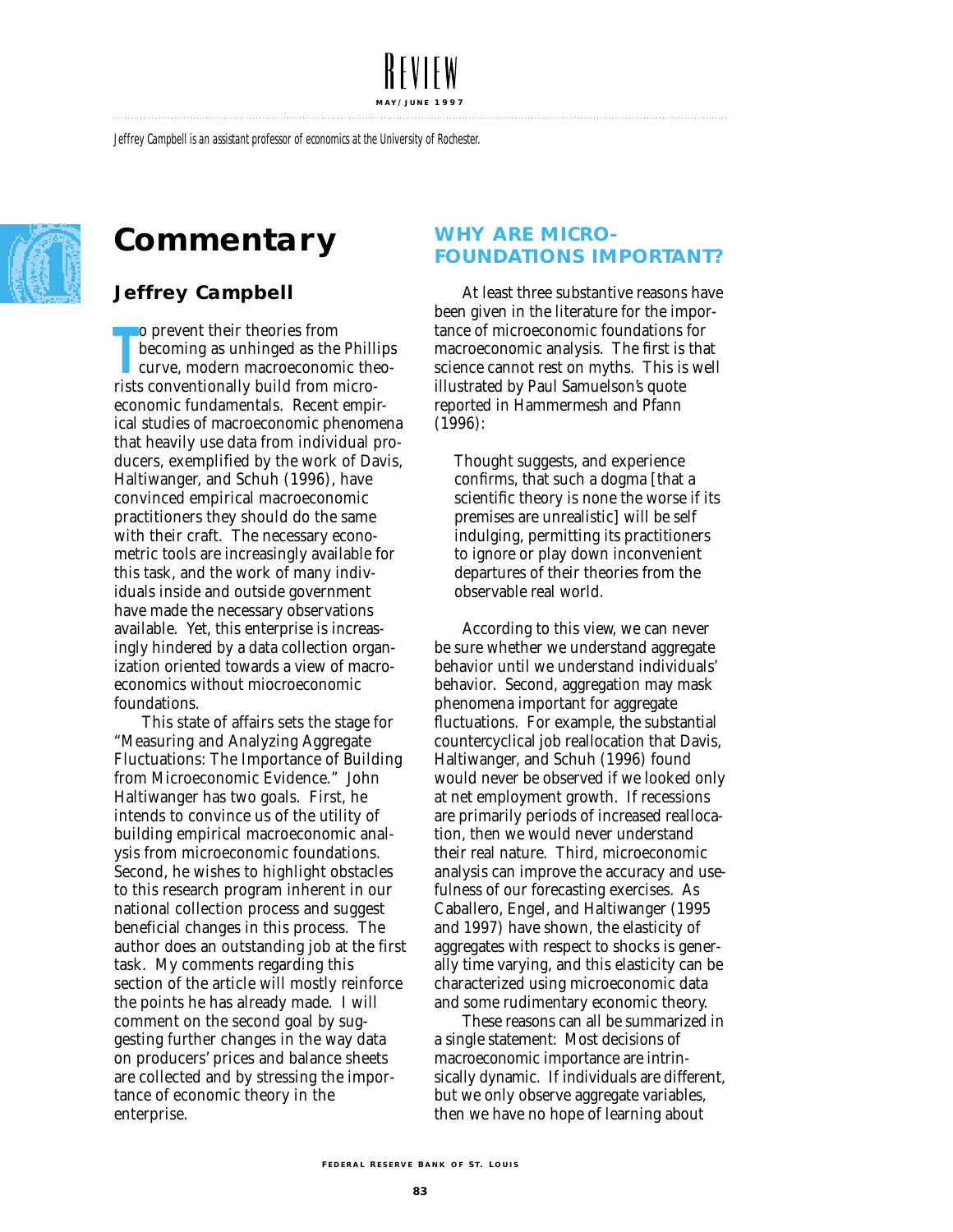*Jeffrey Campbell is an assistant professor of economics at the University of Rochester.*

# Commentary

## Jeffrey Campbell

To prevent their theories from becoming as unhinged as the Phillips curve, modern macroeconomic theorists conventionally build from microeconomic fundamentals. Recent empirical studies of macroeconomic phenomena that heavily use data from individual producers, exemplified by the work of Davis, Haltiwanger, and Schuh (1996), have convinced empirical macroeconomic practitioners they should do the same with their craft. The necessary econometric tools are increasingly available for this task, and the work of many individuals inside and outside government have made the necessary observations available. Yet, this enterprise is increasingly hindered by a data collection organization oriented towards a view of macroeconomics without miocroeconomic foundations.

This state of affairs sets the stage for "Measuring and Analyzing Aggregate Fluctuations: The Importance of Building from Microeconomic Evidence." John Haltiwanger has two goals. First, he intends to convince us of the utility of building empirical macroeconomic analysis from microeconomic foundations. Second, he wishes to highlight obstacles to this research program inherent in our national collection process and suggest beneficial changes in this process. The author does an outstanding job at the first task. My comments regarding this section of the article will mostly reinforce the points he has already made. I will comment on the second goal by suggesting further changes in the way data on producers' prices and balance sheets are collected and by stressing the importance of economic theory in the enterprise.

## WHY ARE MICRO-FOUNDATIONS IMPORTANT?

At least three substantive reasons have been given in the literature for the importance of microeconomic foundations for macroeconomic analysis. The first is that science cannot rest on myths. This is well illustrated by Paul Samuelson's quote reported in Hammermesh and Pfann (1996):

> Thought suggests, and experience confirms, that such a dogma [that a scientific theory is none the worse if its premises are unrealistic] will be self indulging, permitting its practitioners to ignore or play down inconvenient departures of their theories from the observable real world.

According to this view, we can never be sure whether we understand aggregate behavior until we understand individuals' behavior. Second, aggregation may mask phenomena important for aggregate fluctuations. For example, the substantial countercyclical job reallocation that Davis, Haltiwanger, and Schuh (1996) found would never be observed if we looked only at net employment growth. If recessions are primarily periods of increased reallocation, then we would never understand their real nature. Third, microeconomic analysis can improve the accuracy and usefulness of our forecasting exercises. As Caballero, Engel, and Haltiwanger (1995 and 1997) have shown, the elasticity of aggregates with respect to shocks is generally time varying, and this elasticity can be characterized using microeconomic data and some rudimentary economic theory.

These reasons can all be summarized in a single statement: Most decisions of macroeconomic importance are intrinsically dynamic. If individuals are different, but we only observe aggregate variables, then we have no hope of learning about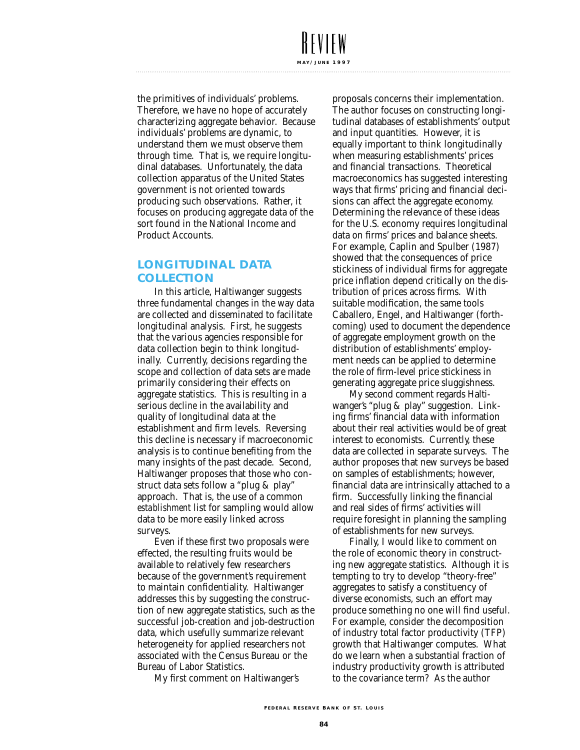the primitives of individuals' problems. Therefore, we have no hope of accurately characterizing aggregate behavior. Because individuals' problems are dynamic, to understand them we must observe them through time. That is, we require longitudinal databases. Unfortunately, the data collection apparatus of the United States government is not oriented towards producing such observations. Rather, it focuses on producing aggregate data of the sort found in the National Income and Product Accounts.

## LONGITUDINAL DATA COLLECTION

In this article, Haltiwanger suggests three fundamental changes in the way data are collected and disseminated to facilitate longitudinal analysis. First, he suggests that the various agencies responsible for data collection begin to think longitudinally. Currently, decisions regarding the scope and collection of data sets are made primarily considering their effects on aggregate statistics. This is resulting in a serious *decline* in the availability and quality of longitudinal data at the establishment and firm levels. Reversing this decline is necessary if macroeconomic analysis is to continue benefiting from the many insights of the past decade. Second, Haltiwanger proposes that those who construct data sets follow a "plug & play" approach. That is, the use of a common *establishment* list for sampling would allow data to be more easily linked across surveys.

Even if these first two proposals were effected, the resulting fruits would be available to relatively few researchers because of the government's requirement to maintain confidentiality. Haltiwanger addresses this by suggesting the construction of new aggregate statistics, such as the successful job-creation and job-destruction data, which usefully summarize relevant heterogeneity for applied researchers not associated with the Census Bureau or the Bureau of Labor Statistics.

My first comment on Haltiwanger's proposals concerns their implementation. The author focuses on constructing longitudinal databases of establishments' output and input quantities. However, it is equally important to think longitudinally when measuring establishments' prices and financial transactions. Theoretical macroeconomics has suggested interesting ways that firms' pricing and financial decisions can affect the aggregate economy. Determining the relevance of these ideas for the U.S. economy requires longitudinal data on firms' prices and balance sheets. For example, Caplin and Spulber (1987) showed that the consequences of price stickiness of individual firms for aggregate price inflation depend critically on the distribution of prices across firms. With suitable modification, the same tools Caballero, Engel, and Haltiwanger (forthcoming) used to document the dependence of aggregate employment growth on the distribution of establishments' employment needs can be applied to determine the role of firm-level price stickiness in generating aggregate price sluggishness.

My second comment regards Haltiwanger's "plug & play" suggestion. Linking firms' financial data with information about their real activities would be of great interest to economists. Currently, these data are collected in separate surveys. The author proposes that new surveys be based on samples of establishments; however, financial data are intrinsically attached to a firm. Successfully linking the financial and real sides of firms' activities will require foresight in planning the sampling of establishments for new surveys.

Finally, I would like to comment on the role of economic theory in constructing new aggregate statistics. Although it is tempting to try to develop "theory-free" aggregates to satisfy a constituency of diverse economists, such an effort may produce something no one will find useful. For example, consider the decomposition of industry total factor productivity (TFP) growth that Haltiwanger computes. What do we learn when a substantial fraction of industry productivity growth is attributed to the covariance term? As the author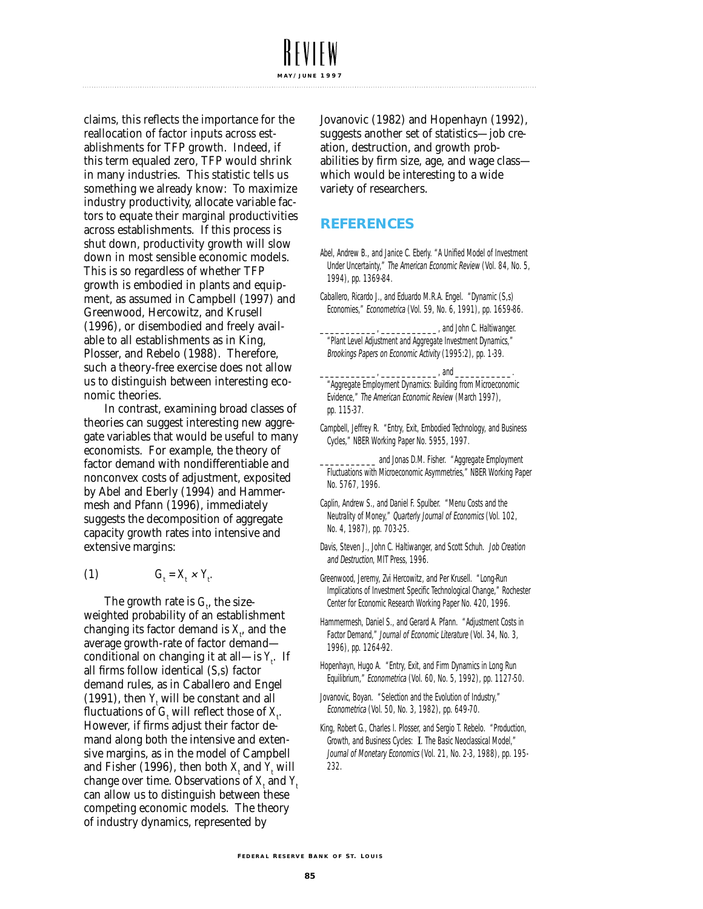claims, this reflects the importance for the reallocation of factor inputs across establishments for TFP growth. Indeed, if this term equaled zero, TFP would shrink in many industries. This statistic tells us something we already know: To maximize industry productivity, allocate variable factors to equate their marginal productivities across establishments. If this process is shut down, productivity growth will slow down in most sensible economic models. This is so regardless of whether TFP growth is embodied in plants and equipment, as assumed in Campbell (1997) and Greenwood, Hercowitz, and Krusell (1996), or disembodied and freely available to all establishments as in King, Plosser, and Rebelo (1988). Therefore, such a theory-free exercise does not allow us to distinguish between interesting economic theories.

In contrast, examining broad classes of theories can suggest interesting new aggregate variables that would be useful to many economists. For example, the theory of factor demand with nondifferentiable and nonconvex costs of adjustment, exposited by Abel and Eberly (1994) and Hammermesh and Pfann (1996), immediately suggests the decomposition of aggregate capacity growth rates into intensive and extensive margins:

$$G_t = X_t \times Y_t. \tag{1}$$

The growth rate is $G_t$, the size-weighted probability of an establishment changing its factor demand is $X_t$, and the average growth-rate of factor demand—conditional on changing it at all—is $Y_t$. If all firms follow identical (S,s) factor demand rules, as in Caballero and Engel (1991), then $Y_t$ will be constant and all fluctuations of $G_t$ will reflect those of $X_t$. However, if firms adjust their factor demand along both the intensive and extensive margins, as in the model of Campbell and Fisher (1996), then both $X_t$ and $Y_t$ will change over time. Observations of $X_t$ and $Y_t$ can allow us to distinguish between these competing economic models. The theory of industry dynamics, represented by Jovanovic (1982) and Hopenhayn (1992), suggests another set of statistics—job creation, destruction, and growth probabilities by firm size, age, and wage class—which would be interesting to a wide variety of researchers.

## REFERENCES

Abel, Andrew B., and Janice C. Eberly. "A Unified Model of Investment Under Uncertainty," *The American Economic Review* (Vol. 84, No. 5, 1994), pp. 1369-84.

Caballero, Ricardo J., and Eduardo M.R.A. Engel. "Dynamic (S,s) Economies," *Econometrica* (Vol. 59, No. 6, 1991), pp. 1659-86.

___________, ___________, and John C. Haltiwanger. "Plant Level Adjustment and Aggregate Investment Dynamics," *Brookings Papers on Economic Activity* (1995:2), pp. 1-39.

___________, ___________, and ___________. "Aggregate Employment Dynamics: Building from Microeconomic Evidence," *The American Economic Review* (March 1997), pp. 115-37.

Campbell, Jeffrey R. "Entry, Exit, Embodied Technology, and Business Cycles," NBER Working Paper No. 5955, 1997.

___________ and Jonas D.M. Fisher. "Aggregate Employment Fluctuations with Microeconomic Asymmetries," NBER Working Paper No. 5767, 1996.

Caplin, Andrew S., and Daniel F. Spulber. "Menu Costs and the Neutrality of Money," *Quarterly Journal of Economics* (Vol. 102, No. 4, 1987), pp. 703-25.

Davis, Steven J., John C. Haltiwanger, and Scott Schuh. *Job Creation and Destruction*, MIT Press, 1996.

Greenwood, Jeremy, Zvi Hercowitz, and Per Krusell. "Long-Run Implications of Investment Specific Technological Change," Rochester Center for Economic Research Working Paper No. 420, 1996.

Hammermesh, Daniel S., and Gerard A. Pfann. "Adjustment Costs in Factor Demand," *Journal of Economic Literature* (Vol. 34, No. 3, 1996), pp. 1264-92.

Hopenhayn, Hugo A. "Entry, Exit, and Firm Dynamics in Long Run Equilibrium," *Econometrica* (Vol. 60, No. 5, 1992), pp. 1127-50.

Jovanovic, Boyan. "Selection and the Evolution of Industry," *Econometrica* (Vol. 50, No. 3, 1982), pp. 649-70.

King, Robert G., Charles I. Plosser, and Sergio T. Rebelo. "Production, Growth, and Business Cycles: I. The Basic Neoclassical Model," *Journal of Monetary Economics* (Vol. 21, No. 2-3, 1988), pp. 195-232.